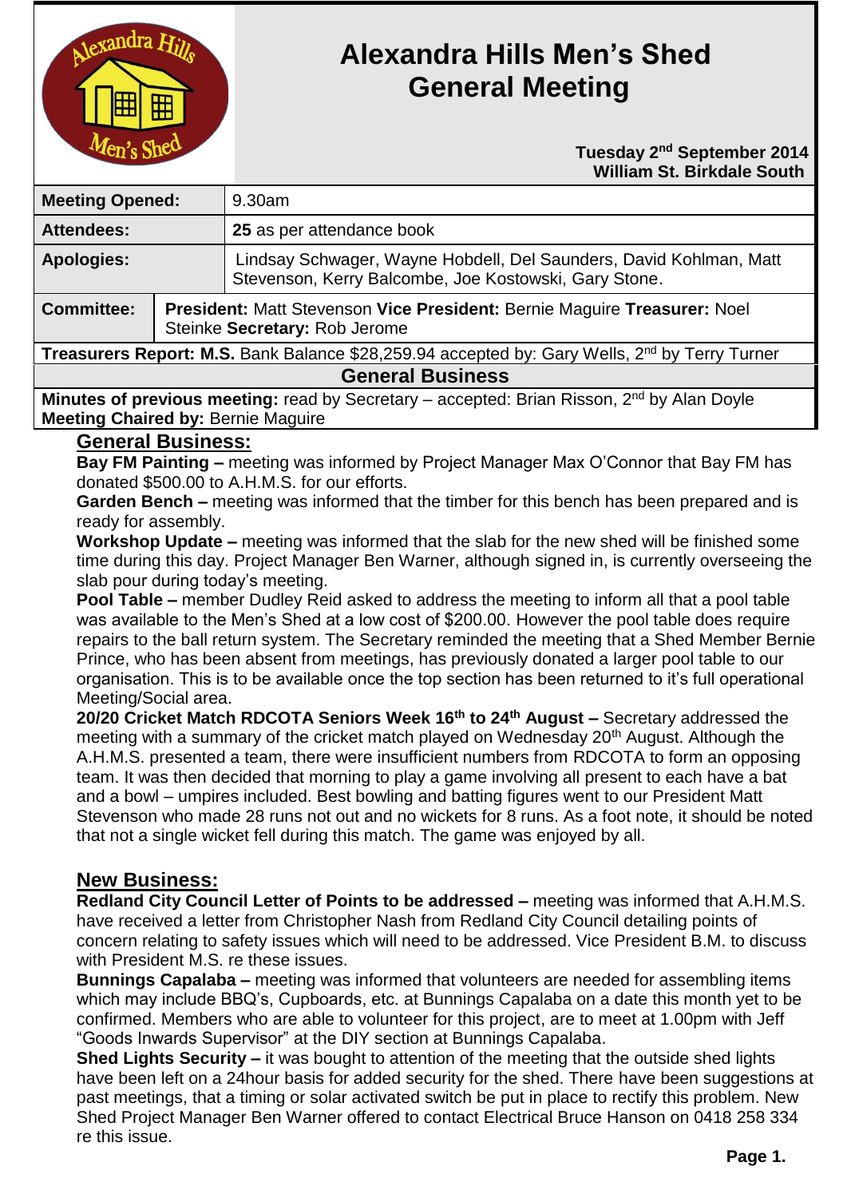# Alexandra Hills Men's Shed General Meeting

**Tuesday 2nd September 2014**
**William St. Birkdale South**

| | |
|---|---|
| **Meeting Opened:** | 9.30am |
| **Attendees:** | **25** as per attendance book |
| **Apologies:** | Lindsay Schwager, Wayne Hobdell, Del Saunders, David Kohlman, Matt Stevenson, Kerry Balcombe, Joe Kostowski, Gary Stone. |
| **Committee:** | **President:** Matt Stevenson **Vice President:** Bernie Maguire **Treasurer:** Noel Steinke **Secretary:** Rob Jerome |

**Treasurers Report: M.S.** Bank Balance $28,259.94 accepted by: Gary Wells, 2nd by Terry Turner

**General Business**

**Minutes of previous meeting:** read by Secretary – accepted: Brian Risson, 2nd by Alan Doyle
**Meeting Chaired by:** Bernie Maguire

## General Business:

**Bay FM Painting –** meeting was informed by Project Manager Max O'Connor that Bay FM has donated $500.00 to A.H.M.S. for our efforts.

**Garden Bench –** meeting was informed that the timber for this bench has been prepared and is ready for assembly.

**Workshop Update –** meeting was informed that the slab for the new shed will be finished some time during this day. Project Manager Ben Warner, although signed in, is currently overseeing the slab pour during today's meeting.

**Pool Table –** member Dudley Reid asked to address the meeting to inform all that a pool table was available to the Men's Shed at a low cost of $200.00. However the pool table does require repairs to the ball return system. The Secretary reminded the meeting that a Shed Member Bernie Prince, who has been absent from meetings, has previously donated a larger pool table to our organisation. This is to be available once the top section has been returned to it's full operational Meeting/Social area.

**20/20 Cricket Match RDCOTA Seniors Week 16th to 24th August –** Secretary addressed the meeting with a summary of the cricket match played on Wednesday 20th August. Although the A.H.M.S. presented a team, there were insufficient numbers from RDCOTA to form an opposing team. It was then decided that morning to play a game involving all present to each have a bat and a bowl – umpires included. Best bowling and batting figures went to our President Matt Stevenson who made 28 runs not out and no wickets for 8 runs. As a foot note, it should be noted that not a single wicket fell during this match. The game was enjoyed by all.

## New Business:

**Redland City Council Letter of Points to be addressed –** meeting was informed that A.H.M.S. have received a letter from Christopher Nash from Redland City Council detailing points of concern relating to safety issues which will need to be addressed. Vice President B.M. to discuss with President M.S. re these issues.

**Bunnings Capalaba –** meeting was informed that volunteers are needed for assembling items which may include BBQ's, Cupboards, etc. at Bunnings Capalaba on a date this month yet to be confirmed. Members who are able to volunteer for this project, are to meet at 1.00pm with Jeff "Goods Inwards Supervisor" at the DIY section at Bunnings Capalaba.

**Shed Lights Security –** it was bought to attention of the meeting that the outside shed lights have been left on a 24hour basis for added security for the shed. There have been suggestions at past meetings, that a timing or solar activated switch be put in place to rectify this problem. New Shed Project Manager Ben Warner offered to contact Electrical Bruce Hanson on 0418 258 334 re this issue.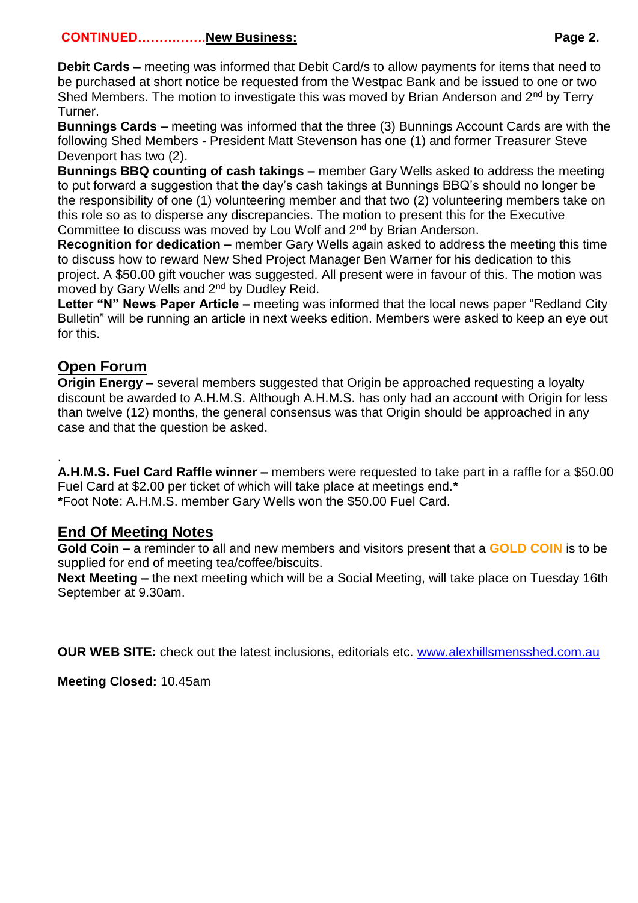**CONTINUED…………….New Business:**

**Debit Cards –** meeting was informed that Debit Card/s to allow payments for items that need to be purchased at short notice be requested from the Westpac Bank and be issued to one or two Shed Members. The motion to investigate this was moved by Brian Anderson and 2nd by Terry Turner.

**Bunnings Cards –** meeting was informed that the three (3) Bunnings Account Cards are with the following Shed Members - President Matt Stevenson has one (1) and former Treasurer Steve Devenport has two (2).

**Bunnings BBQ counting of cash takings –** member Gary Wells asked to address the meeting to put forward a suggestion that the day's cash takings at Bunnings BBQ's should no longer be the responsibility of one (1) volunteering member and that two (2) volunteering members take on this role so as to disperse any discrepancies. The motion to present this for the Executive Committee to discuss was moved by Lou Wolf and 2nd by Brian Anderson.

**Recognition for dedication –** member Gary Wells again asked to address the meeting this time to discuss how to reward New Shed Project Manager Ben Warner for his dedication to this project. A $50.00 gift voucher was suggested. All present were in favour of this. The motion was moved by Gary Wells and 2nd by Dudley Reid.

**Letter "N" News Paper Article –** meeting was informed that the local news paper "Redland City Bulletin" will be running an article in next weeks edition. Members were asked to keep an eye out for this.

## Open Forum

**Origin Energy –** several members suggested that Origin be approached requesting a loyalty discount be awarded to A.H.M.S. Although A.H.M.S. has only had an account with Origin for less than twelve (12) months, the general consensus was that Origin should be approached in any case and that the question be asked.

.

**A.H.M.S. Fuel Card Raffle winner –** members were requested to take part in a raffle for a $50.00 Fuel Card at $2.00 per ticket of which will take place at meetings end.**\***

**\***Foot Note: A.H.M.S. member Gary Wells won the $50.00 Fuel Card.

## End Of Meeting Notes

**Gold Coin –** a reminder to all and new members and visitors present that a **GOLD COIN** is to be supplied for end of meeting tea/coffee/biscuits.

**Next Meeting –** the next meeting which will be a Social Meeting, will take place on Tuesday 16th September at 9.30am.

**OUR WEB SITE:** check out the latest inclusions, editorials etc. www.alexhillsmensshed.com.au

**Meeting Closed:** 10.45am